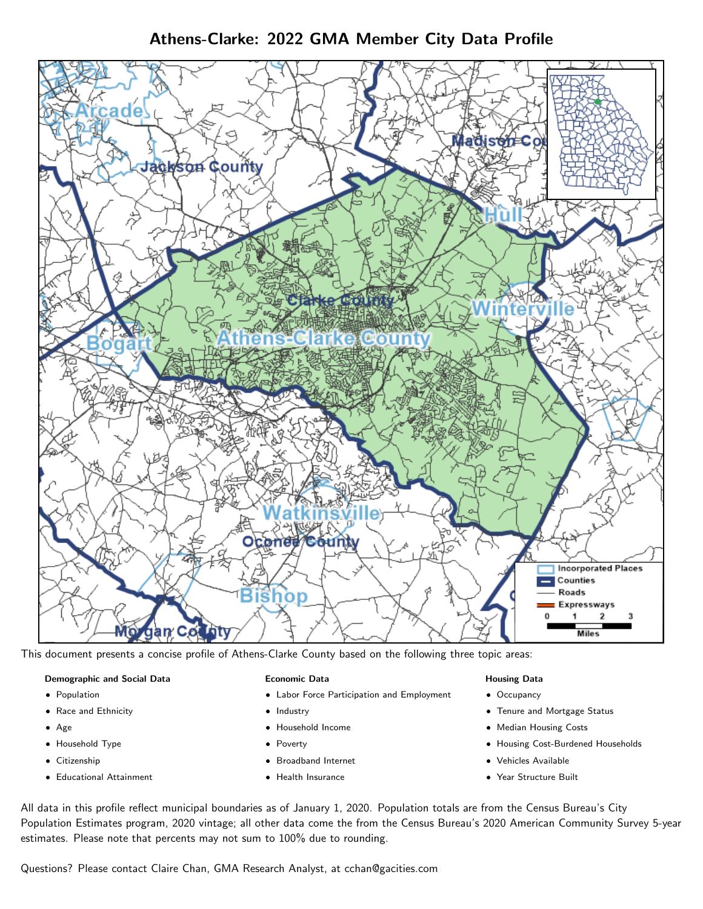# Athens-Clarke: 2022 GMA Member City Data Profile

This document presents a concise profile of Athens-Clarke County based on the following three topic areas:

**Demographic and Social Data**

- Population
- Race and Ethnicity
- Age
- Household Type
- Citizenship
- Educational Attainment

**Economic Data**

- Labor Force Participation and Employment
- Industry
- Household Income
- Poverty
- Broadband Internet
- Health Insurance

**Housing Data**

- Occupancy
- Tenure and Mortgage Status
- Median Housing Costs
- Housing Cost-Burdened Households
- Vehicles Available
- Year Structure Built

All data in this profile reflect municipal boundaries as of January 1, 2020. Population totals are from the Census Bureau's City Population Estimates program, 2020 vintage; all other data come the from the Census Bureau's 2020 American Community Survey 5-year estimates. Please note that percents may not sum to 100% due to rounding.

Questions? Please contact Claire Chan, GMA Research Analyst, at cchan@gacities.com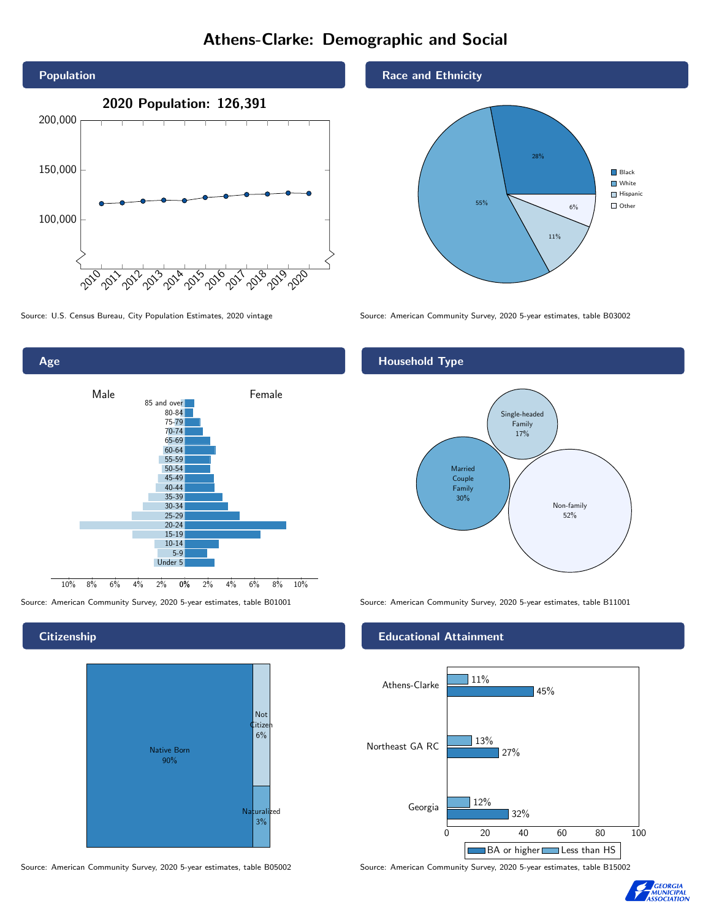# Athens-Clarke: Demographic and Social

## Population

**2020 Population: 126,391**

Source: U.S. Census Bureau, City Population Estimates, 2020 vintage

## Race and Ethnicity

| Race/Ethnicity | Percent |
| --- | --- |
| Black | 28% |
| White | 55% |
| Hispanic | 11% |
| Other | 6% |

Source: American Community Survey, 2020 5-year estimates, table B03002

## Age

Source: American Community Survey, 2020 5-year estimates, table B01001

## Household Type

| Household Type | Percent |
| --- | --- |
| Single-headed Family | 17% |
| Married Couple Family | 30% |
| Non-family | 52% |

Source: American Community Survey, 2020 5-year estimates, table B11001

## Citizenship

| Citizenship | Percent |
| --- | --- |
| Native Born | 90% |
| Not Citizen | 6% |
| Naturalized | 3% |

Source: American Community Survey, 2020 5-year estimates, table B05002

## Educational Attainment

| Area | Less than HS | BA or higher |
| --- | --- | --- |
| Athens-Clarke | 11% | 45% |
| Northeast GA RC | 13% | 27% |
| Georgia | 12% | 32% |

Source: American Community Survey, 2020 5-year estimates, table B15002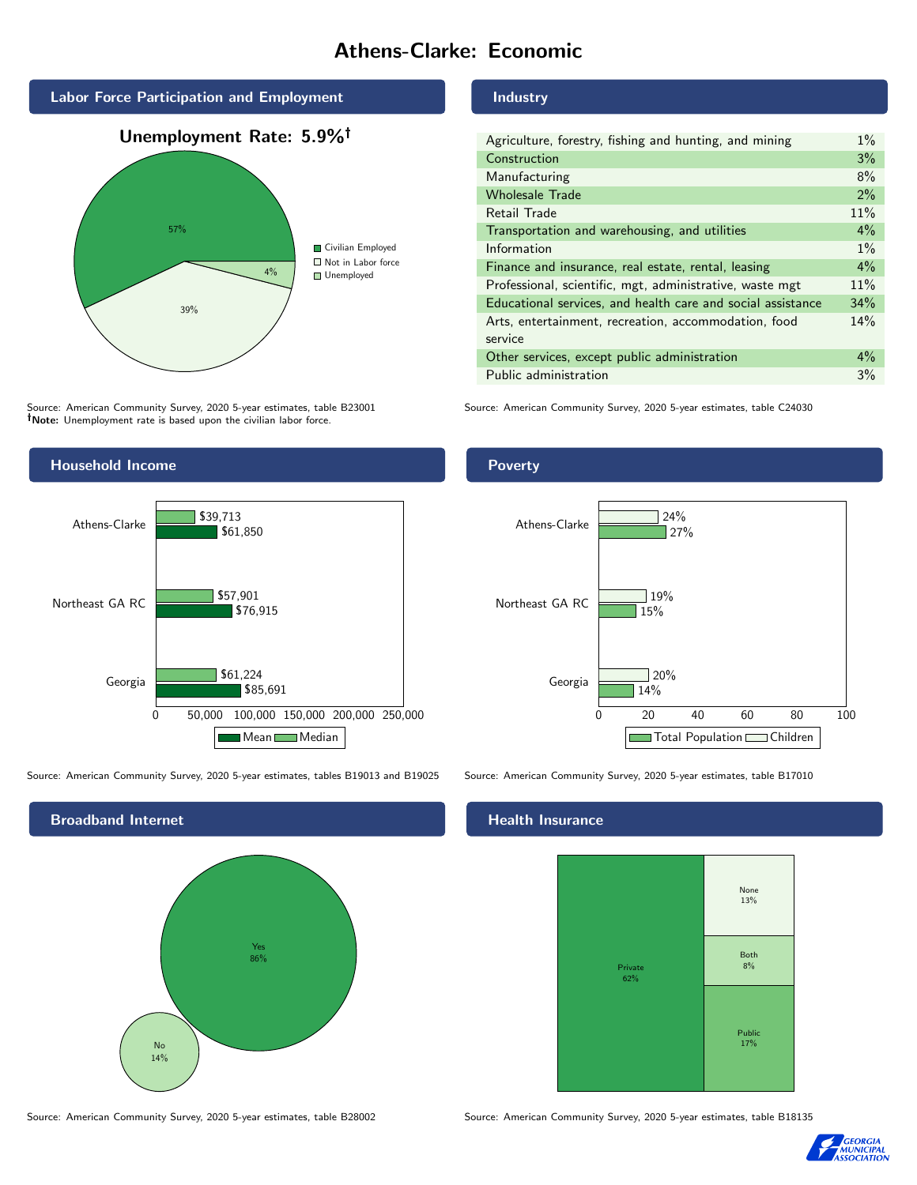# Athens-Clarke: Economic

## Labor Force Participation and Employment

**Unemployment Rate: 5.9%†**

| Category | Percent |
|---|---|
| Civilian Employed | 57% |
| Not in Labor force | 39% |
| Unemployed | 4% |

Source: American Community Survey, 2020 5-year estimates, table B23001
**†Note:** Unemployment rate is based upon the civilian labor force.

## Industry

| Industry | Percent |
|---|---|
| Agriculture, forestry, fishing and hunting, and mining | 1% |
| Construction | 3% |
| Manufacturing | 8% |
| Wholesale Trade | 2% |
| Retail Trade | 11% |
| Transportation and warehousing, and utilities | 4% |
| Information | 1% |
| Finance and insurance, real estate, rental, leasing | 4% |
| Professional, scientific, mgt, administrative, waste mgt | 11% |
| Educational services, and health care and social assistance | 34% |
| Arts, entertainment, recreation, accommodation, food service | 14% |
| Other services, except public administration | 4% |
| Public administration | 3% |

Source: American Community Survey, 2020 5-year estimates, table C24030

## Household Income

| | Median | Mean |
|---|---|---|
| Athens-Clarke | $39,713 | $61,850 |
| Northeast GA RC | $57,901 | $76,915 |
| Georgia | $61,224 | $85,691 |

Source: American Community Survey, 2020 5-year estimates, tables B19013 and B19025

## Poverty

| | Children | Total Population |
|---|---|---|
| Athens-Clarke | 24% | 27% |
| Northeast GA RC | 19% | 15% |
| Georgia | 20% | 14% |

Source: American Community Survey, 2020 5-year estimates, table B17010

## Broadband Internet

| | Percent |
|---|---|
| Yes | 86% |
| No | 14% |

Source: American Community Survey, 2020 5-year estimates, table B28002

## Health Insurance

| Type | Percent |
|---|---|
| Private | 62% |
| Public | 17% |
| Both | 8% |
| None | 13% |

Source: American Community Survey, 2020 5-year estimates, table B18135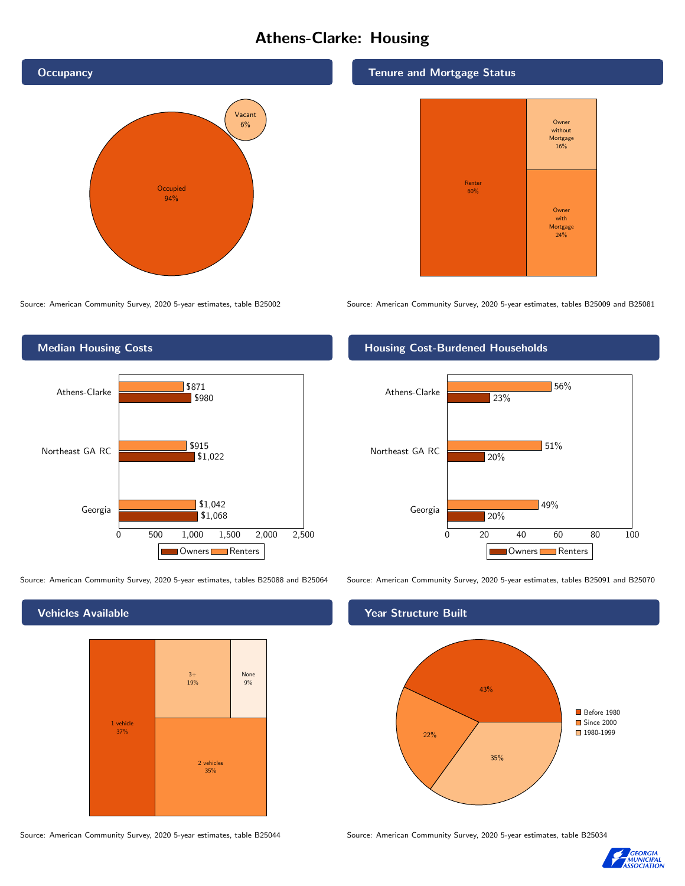# Athens-Clarke: Housing

## Occupancy

Vacant
6%

Occupied
94%

Source: American Community Survey, 2020 5-year estimates, table B25002

## Tenure and Mortgage Status

Renter
60%

Owner without Mortgage
16%

Owner with Mortgage
24%

Source: American Community Survey, 2020 5-year estimates, tables B25009 and B25081

## Median Housing Costs

Athens-Clarke
$871
$980

Northeast GA RC
$915
$1,022

Georgia
$1,042
$1,068

0 500 1,000 1,500 2,000 2,500

Owners Renters

Source: American Community Survey, 2020 5-year estimates, tables B25088 and B25064

## Housing Cost-Burdened Households

Athens-Clarke
56%
23%

Northeast GA RC
51%
20%

Georgia
49%
20%

0 20 40 60 80 100

Owners Renters

Source: American Community Survey, 2020 5-year estimates, tables B25091 and B25070

## Vehicles Available

1 vehicle
37%

3+
19%

None
9%

2 vehicles
35%

Source: American Community Survey, 2020 5-year estimates, table B25044

## Year Structure Built

43%
22%
35%

Before 1980
Since 2000
1980-1999

Source: American Community Survey, 2020 5-year estimates, table B25034

GEORGIA MUNICIPAL ASSOCIATION